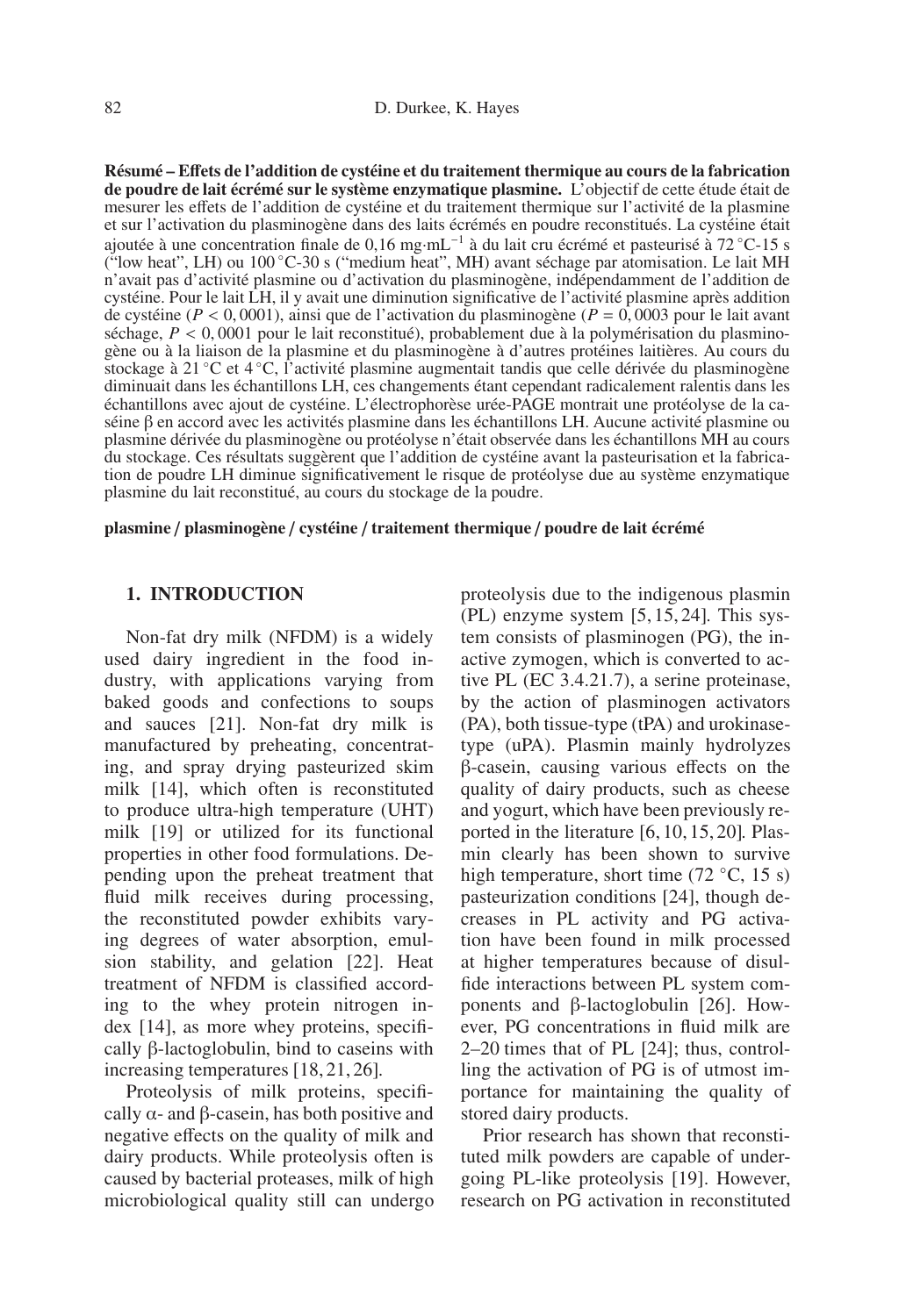**Résumé – Effets de l'addition de cystéine et du traitement thermique au cours de la fabrication de poudre de lait écrémé sur le système enzymatique plasmine.** L'objectif de cette étude était de mesurer les effets de l'addition de cystéine et du traitement thermique sur l'activité de la plasmine et sur l'activation du plasminogène dans des laits écrémés en poudre reconstitués. La cystéine était ajoutée à une concentration finale de 0,16 $mg \cdot mL^{-1}$ à du lait cru écrémé et pasteurisé à 72 °C-15 s ("low heat", LH) ou 100 °C-30 s ("medium heat", MH) avant séchage par atomisation. Le lait MH n'avait pas d'activité plasmine ou d'activation du plasminogène, indépendamment de l'addition de cystéine. Pour le lait LH, il y avait une diminution significative de l'activité plasmine après addition de cystéine ($P < 0,0001$), ainsi que de l'activation du plasminogène ($P = 0,0003$ pour le lait avant séchage, $P < 0,0001$ pour le lait reconstitué), probablement due à la polymérisation du plasminogène ou à la liaison de la plasmine et du plasminogène à d'autres protéines laitières. Au cours du stockage à 21 °C et 4 °C, l'activité plasmine augmentait tandis que celle dérivée du plasminogène diminuait dans les échantillons LH, ces changements étant cependant radicalement ralentis dans les échantillons avec ajout de cystéine. L'électrophorèse urée-PAGE montrait une protéolyse de la caséine β en accord avec les activités plasmine dans les échantillons LH. Aucune activité plasmine ou plasmine dérivée du plasminogène ou protéolyse n'était observée dans les échantillons MH au cours du stockage. Ces résultats suggèrent que l'addition de cystéine avant la pasteurisation et la fabrication de poudre LH diminue significativement le risque de protéolyse due au système enzymatique plasmine du lait reconstitué, au cours du stockage de la poudre.

**plasmine / plasminogène / cystéine / traitement thermique / poudre de lait écrémé**

## 1. INTRODUCTION

Non-fat dry milk (NFDM) is a widely used dairy ingredient in the food industry, with applications varying from baked goods and confections to soups and sauces [21]. Non-fat dry milk is manufactured by preheating, concentrating, and spray drying pasteurized skim milk [14], which often is reconstituted to produce ultra-high temperature (UHT) milk [19] or utilized for its functional properties in other food formulations. Depending upon the preheat treatment that fluid milk receives during processing, the reconstituted powder exhibits varying degrees of water absorption, emulsion stability, and gelation [22]. Heat treatment of NFDM is classified according to the whey protein nitrogen index [14], as more whey proteins, specifically β-lactoglobulin, bind to caseins with increasing temperatures [18, 21, 26].

Proteolysis of milk proteins, specifically α- and β-casein, has both positive and negative effects on the quality of milk and dairy products. While proteolysis often is caused by bacterial proteases, milk of high microbiological quality still can undergo proteolysis due to the indigenous plasmin (PL) enzyme system [5, 15, 24]. This system consists of plasminogen (PG), the inactive zymogen, which is converted to active PL (EC 3.4.21.7), a serine proteinase, by the action of plasminogen activators (PA), both tissue-type (tPA) and urokinase-type (uPA). Plasmin mainly hydrolyzes β-casein, causing various effects on the quality of dairy products, such as cheese and yogurt, which have been previously reported in the literature [6, 10, 15, 20]. Plasmin clearly has been shown to survive high temperature, short time (72 °C, 15 s) pasteurization conditions [24], though decreases in PL activity and PG activation have been found in milk processed at higher temperatures because of disulfide interactions between PL system components and β-lactoglobulin [26]. However, PG concentrations in fluid milk are 2–20 times that of PL [24]; thus, controlling the activation of PG is of utmost importance for maintaining the quality of stored dairy products.

Prior research has shown that reconstituted milk powders are capable of undergoing PL-like proteolysis [19]. However, research on PG activation in reconstituted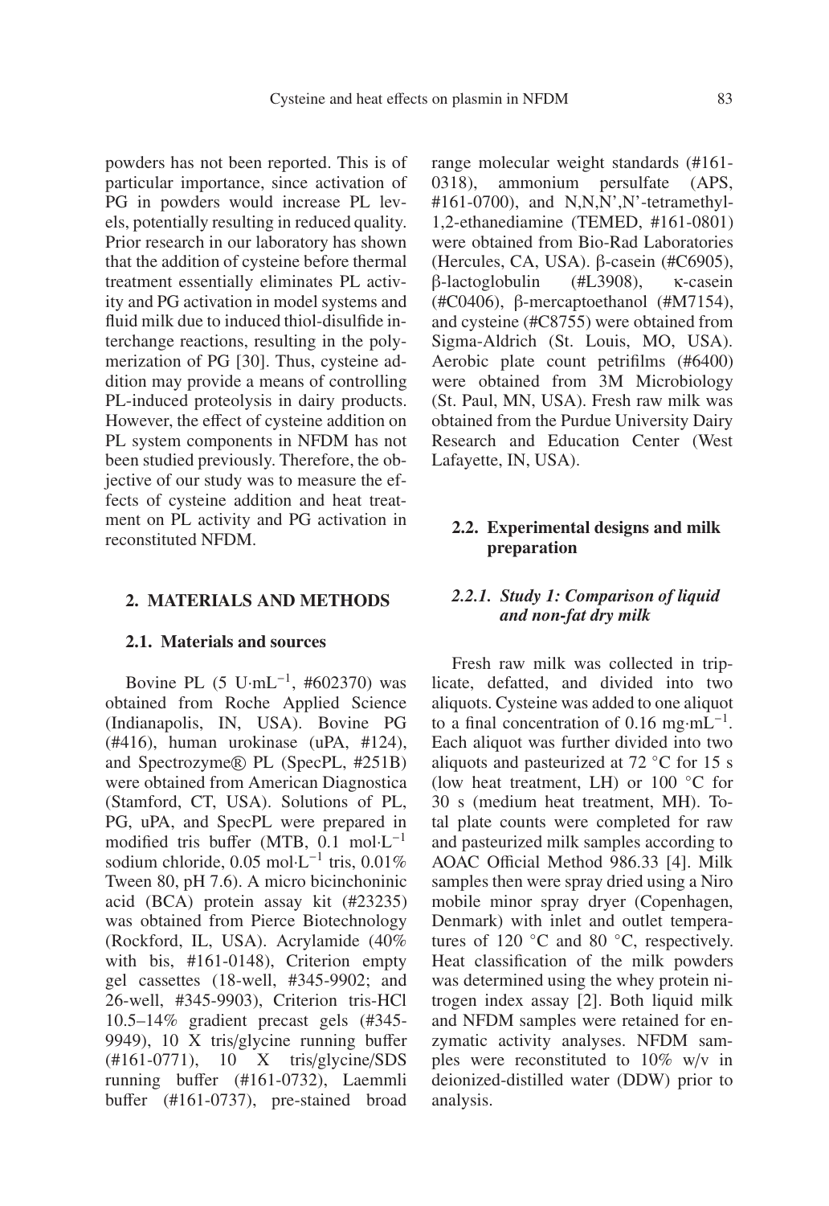powders has not been reported. This is of particular importance, since activation of PG in powders would increase PL levels, potentially resulting in reduced quality. Prior research in our laboratory has shown that the addition of cysteine before thermal treatment essentially eliminates PL activity and PG activation in model systems and fluid milk due to induced thiol-disulfide interchange reactions, resulting in the polymerization of PG [30]. Thus, cysteine addition may provide a means of controlling PL-induced proteolysis in dairy products. However, the effect of cysteine addition on PL system components in NFDM has not been studied previously. Therefore, the objective of our study was to measure the effects of cysteine addition and heat treatment on PL activity and PG activation in reconstituted NFDM.

## 2. MATERIALS AND METHODS

### 2.1. Materials and sources

Bovine PL (5 U·mL$^{-1}$, #602370) was obtained from Roche Applied Science (Indianapolis, IN, USA). Bovine PG (#416), human urokinase (uPA, #124), and Spectrozyme® PL (SpecPL, #251B) were obtained from American Diagnostica (Stamford, CT, USA). Solutions of PL, PG, uPA, and SpecPL were prepared in modified tris buffer (MTB, 0.1 mol·L$^{-1}$ sodium chloride, 0.05 mol·L$^{-1}$ tris, 0.01% Tween 80, pH 7.6). A micro bicinchoninic acid (BCA) protein assay kit (#23235) was obtained from Pierce Biotechnology (Rockford, IL, USA). Acrylamide (40% with bis, #161-0148), Criterion empty gel cassettes (18-well, #345-9902; and 26-well, #345-9903), Criterion tris-HCl 10.5–14% gradient precast gels (#345-9949), 10 X tris/glycine running buffer (#161-0771), 10 X tris/glycine/SDS running buffer (#161-0732), Laemmli buffer (#161-0737), pre-stained broad range molecular weight standards (#161-0318), ammonium persulfate (APS, #161-0700), and N,N,N',N'-tetramethyl-1,2-ethanediamine (TEMED, #161-0801) were obtained from Bio-Rad Laboratories (Hercules, CA, USA). β-casein (#C6905), β-lactoglobulin (#L3908), κ-casein (#C0406), β-mercaptoethanol (#M7154), and cysteine (#C8755) were obtained from Sigma-Aldrich (St. Louis, MO, USA). Aerobic plate count petrifilms (#6400) were obtained from 3M Microbiology (St. Paul, MN, USA). Fresh raw milk was obtained from the Purdue University Dairy Research and Education Center (West Lafayette, IN, USA).

### 2.2. Experimental designs and milk preparation

#### *2.2.1. Study 1: Comparison of liquid and non-fat dry milk*

Fresh raw milk was collected in triplicate, defatted, and divided into two aliquots. Cysteine was added to one aliquot to a final concentration of 0.16 mg·mL$^{-1}$. Each aliquot was further divided into two aliquots and pasteurized at 72 °C for 15 s (low heat treatment, LH) or 100 °C for 30 s (medium heat treatment, MH). Total plate counts were completed for raw and pasteurized milk samples according to AOAC Official Method 986.33 [4]. Milk samples then were spray dried using a Niro mobile minor spray dryer (Copenhagen, Denmark) with inlet and outlet temperatures of 120 °C and 80 °C, respectively. Heat classification of the milk powders was determined using the whey protein nitrogen index assay [2]. Both liquid milk and NFDM samples were retained for enzymatic activity analyses. NFDM samples were reconstituted to 10% w/v in deionized-distilled water (DDW) prior to analysis.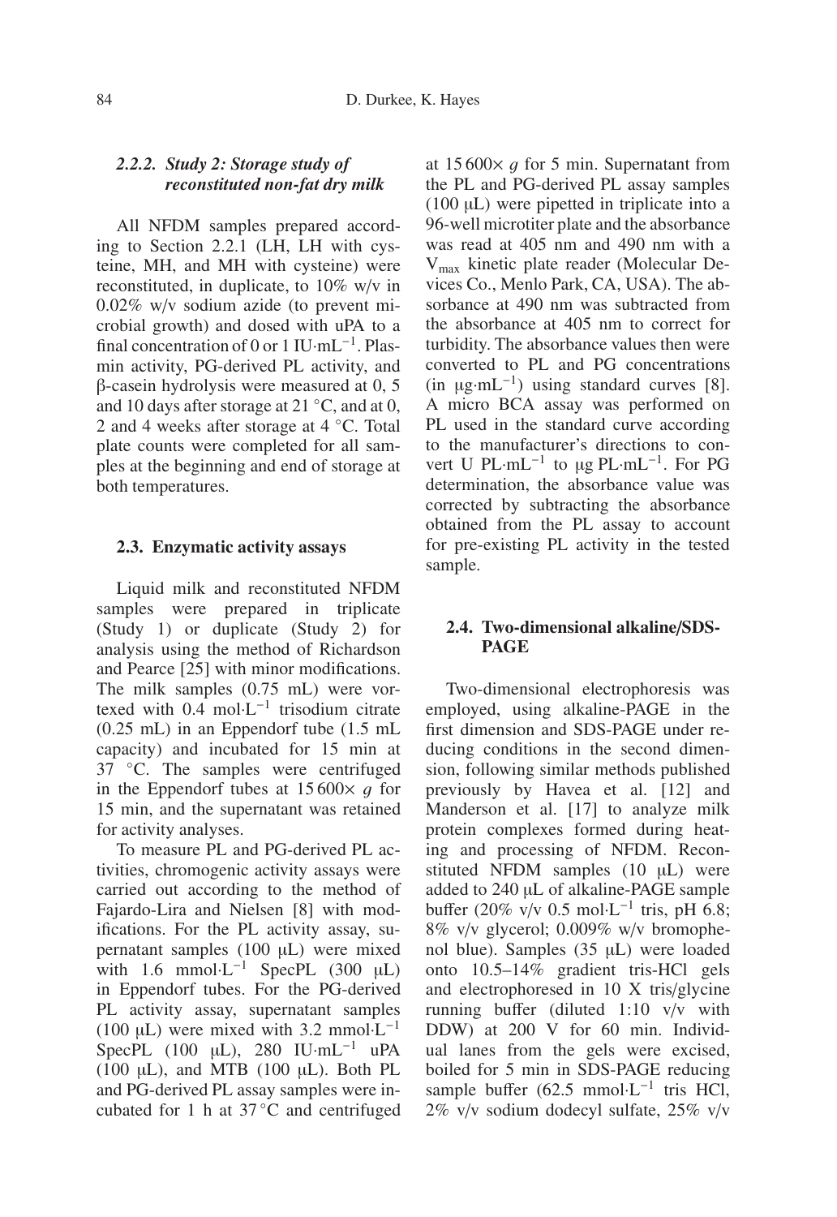### 2.2.2. *Study 2: Storage study of reconstituted non-fat dry milk*

All NFDM samples prepared according to Section 2.2.1 (LH, LH with cysteine, MH, and MH with cysteine) were reconstituted, in duplicate, to 10% w/v in 0.02% w/v sodium azide (to prevent microbial growth) and dosed with uPA to a final concentration of 0 or 1 IU·mL$^{-1}$. Plasmin activity, PG-derived PL activity, and β-casein hydrolysis were measured at 0, 5 and 10 days after storage at 21 °C, and at 0, 2 and 4 weeks after storage at 4 °C. Total plate counts were completed for all samples at the beginning and end of storage at both temperatures.

## 2.3. Enzymatic activity assays

Liquid milk and reconstituted NFDM samples were prepared in triplicate (Study 1) or duplicate (Study 2) for analysis using the method of Richardson and Pearce [25] with minor modifications. The milk samples (0.75 mL) were vortexed with 0.4 mol·L$^{-1}$ trisodium citrate (0.25 mL) in an Eppendorf tube (1.5 mL capacity) and incubated for 15 min at 37 °C. The samples were centrifuged in the Eppendorf tubes at 15 600× *g* for 15 min, and the supernatant was retained for activity analyses.

To measure PL and PG-derived PL activities, chromogenic activity assays were carried out according to the method of Fajardo-Lira and Nielsen [8] with modifications. For the PL activity assay, supernatant samples (100 μL) were mixed with 1.6 mmol·L$^{-1}$ SpecPL (300 μL) in Eppendorf tubes. For the PG-derived PL activity assay, supernatant samples (100 μL) were mixed with 3.2 mmol·L$^{-1}$ SpecPL (100 μL), 280 IU·mL$^{-1}$ uPA (100 μL), and MTB (100 μL). Both PL and PG-derived PL assay samples were incubated for 1 h at 37 °C and centrifuged at 15 600× *g* for 5 min. Supernatant from the PL and PG-derived PL assay samples (100 μL) were pipetted in triplicate into a 96-well microtiter plate and the absorbance was read at 405 nm and 490 nm with a $V_{max}$ kinetic plate reader (Molecular Devices Co., Menlo Park, CA, USA). The absorbance at 490 nm was subtracted from the absorbance at 405 nm to correct for turbidity. The absorbance values then were converted to PL and PG concentrations (in μg·mL$^{-1}$) using standard curves [8]. A micro BCA assay was performed on PL used in the standard curve according to the manufacturer's directions to convert U PL·mL$^{-1}$ to μg PL·mL$^{-1}$. For PG determination, the absorbance value was corrected by subtracting the absorbance obtained from the PL assay to account for pre-existing PL activity in the tested sample.

## 2.4. Two-dimensional alkaline/SDS-PAGE

Two-dimensional electrophoresis was employed, using alkaline-PAGE in the first dimension and SDS-PAGE under reducing conditions in the second dimension, following similar methods published previously by Havea et al. [12] and Manderson et al. [17] to analyze milk protein complexes formed during heating and processing of NFDM. Reconstituted NFDM samples (10 μL) were added to 240 μL of alkaline-PAGE sample buffer (20% v/v 0.5 mol·L$^{-1}$ tris, pH 6.8; 8% v/v glycerol; 0.009% w/v bromophenol blue). Samples (35 μL) were loaded onto 10.5–14% gradient tris-HCl gels and electrophoresed in 10 X tris/glycine running buffer (diluted 1:10 v/v with DDW) at 200 V for 60 min. Individual lanes from the gels were excised, boiled for 5 min in SDS-PAGE reducing sample buffer (62.5 mmol·L$^{-1}$ tris HCl, 2% v/v sodium dodecyl sulfate, 25% v/v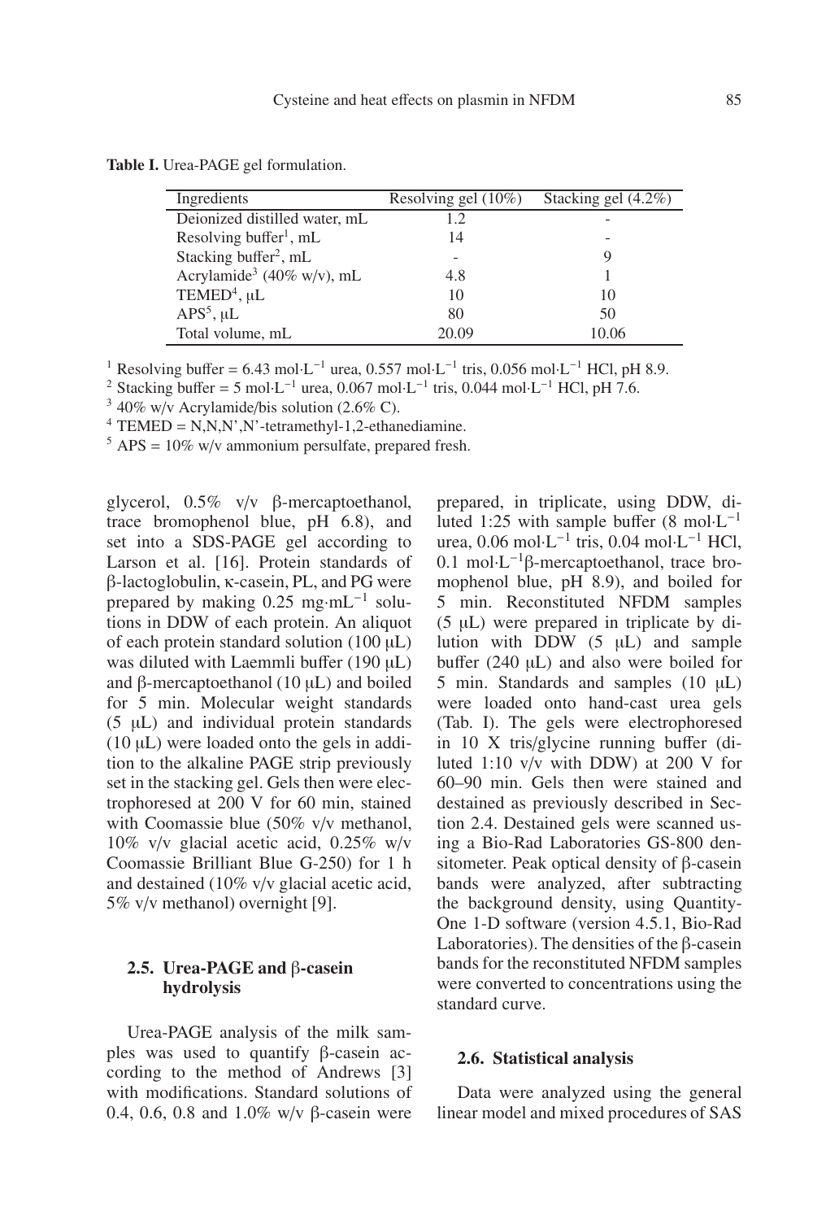**Table I.** Urea-PAGE gel formulation.

| Ingredients | Resolving gel (10%) | Stacking gel (4.2%) |
| --- | --- | --- |
| Deionized distilled water, mL | 1.2 | - |
| Resolving buffer[1], mL | 14 | - |
| Stacking buffer[2], mL | - | 9 |
| Acrylamide[3] (40% w/v), mL | 4.8 | 1 |
| TEMED[4], μL | 10 | 10 |
| APS[5], μL | 80 | 50 |
| Total volume, mL | 20.09 | 10.06 |

[1] Resolving buffer = 6.43 mol·L$^{-1}$ urea, 0.557 mol·L$^{-1}$ tris, 0.056 mol·L$^{-1}$ HCl, pH 8.9.

[2] Stacking buffer = 5 mol·L$^{-1}$ urea, 0.067 mol·L$^{-1}$ tris, 0.044 mol·L$^{-1}$ HCl, pH 7.6.

[3] 40% w/v Acrylamide/bis solution (2.6% C).

[4] TEMED = N,N,N',N'-tetramethyl-1,2-ethanediamine.

[5] APS = 10% w/v ammonium persulfate, prepared fresh.

glycerol, 0.5% v/v β-mercaptoethanol, trace bromophenol blue, pH 6.8), and set into a SDS-PAGE gel according to Larson et al. [16]. Protein standards of β-lactoglobulin, κ-casein, PL, and PG were prepared by making 0.25 mg·mL$^{-1}$ solutions in DDW of each protein. An aliquot of each protein standard solution (100 μL) was diluted with Laemmli buffer (190 μL) and β-mercaptoethanol (10 μL) and boiled for 5 min. Molecular weight standards (5 μL) and individual protein standards (10 μL) were loaded onto the gels in addition to the alkaline PAGE strip previously set in the stacking gel. Gels then were electrophoresed at 200 V for 60 min, stained with Coomassie blue (50% v/v methanol, 10% v/v glacial acetic acid, 0.25% w/v Coomassie Brilliant Blue G-250) for 1 h and destained (10% v/v glacial acetic acid, 5% v/v methanol) overnight [9].

### 2.5. Urea-PAGE and β-casein hydrolysis

Urea-PAGE analysis of the milk samples was used to quantify β-casein according to the method of Andrews [3] with modifications. Standard solutions of 0.4, 0.6, 0.8 and 1.0% w/v β-casein were prepared, in triplicate, using DDW, diluted 1:25 with sample buffer (8 mol·L$^{-1}$ urea, 0.06 mol·L$^{-1}$ tris, 0.04 mol·L$^{-1}$ HCl, 0.1 mol·L$^{-1}$β-mercaptoethanol, trace bromophenol blue, pH 8.9), and boiled for 5 min. Reconstituted NFDM samples (5 μL) were prepared in triplicate by dilution with DDW (5 μL) and sample buffer (240 μL) and also were boiled for 5 min. Standards and samples (10 μL) were loaded onto hand-cast urea gels (Tab. I). The gels were electrophoresed in 10 X tris/glycine running buffer (diluted 1:10 v/v with DDW) at 200 V for 60–90 min. Gels then were stained and destained as previously described in Section 2.4. Destained gels were scanned using a Bio-Rad Laboratories GS-800 densitometer. Peak optical density of β-casein bands were analyzed, after subtracting the background density, using Quantity-One 1-D software (version 4.5.1, Bio-Rad Laboratories). The densities of the β-casein bands for the reconstituted NFDM samples were converted to concentrations using the standard curve.

### 2.6. Statistical analysis

Data were analyzed using the general linear model and mixed procedures of SAS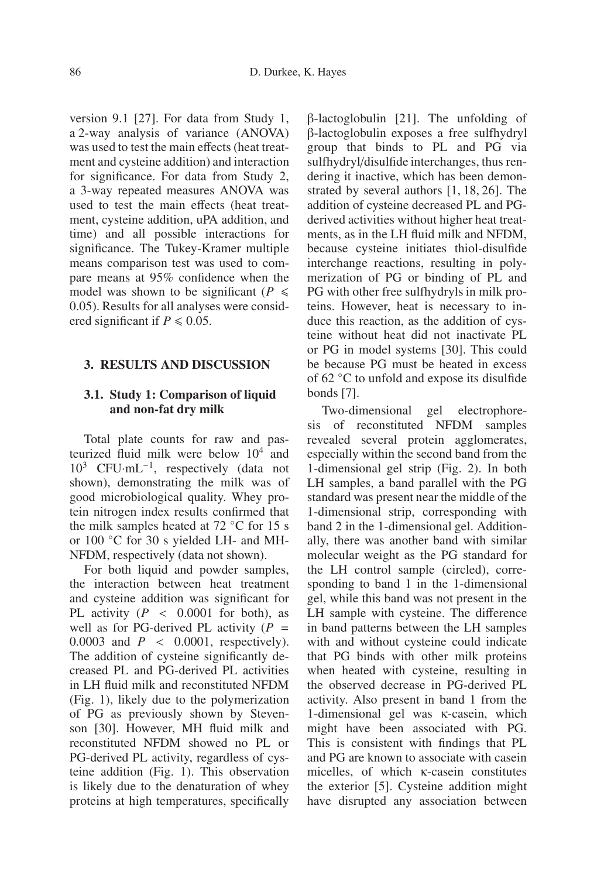version 9.1 [27]. For data from Study 1, a 2-way analysis of variance (ANOVA) was used to test the main effects (heat treatment and cysteine addition) and interaction for significance. For data from Study 2, a 3-way repeated measures ANOVA was used to test the main effects (heat treatment, cysteine addition, uPA addition, and time) and all possible interactions for significance. The Tukey-Kramer multiple means comparison test was used to compare means at 95% confidence when the model was shown to be significant ($P \leqslant 0.05$). Results for all analyses were considered significant if $P \leqslant 0.05$.

## 3. RESULTS AND DISCUSSION

### 3.1. Study 1: Comparison of liquid and non-fat dry milk

Total plate counts for raw and pasteurized fluid milk were below $10^4$ and $10^3$ CFU·mL$^{-1}$, respectively (data not shown), demonstrating the milk was of good microbiological quality. Whey protein nitrogen index results confirmed that the milk samples heated at 72 °C for 15 s or 100 °C for 30 s yielded LH- and MH-NFDM, respectively (data not shown).

For both liquid and powder samples, the interaction between heat treatment and cysteine addition was significant for PL activity ($P < 0.0001$ for both), as well as for PG-derived PL activity ($P = 0.0003$ and $P < 0.0001$, respectively). The addition of cysteine significantly decreased PL and PG-derived PL activities in LH fluid milk and reconstituted NFDM (Fig. 1), likely due to the polymerization of PG as previously shown by Stevenson [30]. However, MH fluid milk and reconstituted NFDM showed no PL or PG-derived PL activity, regardless of cysteine addition (Fig. 1). This observation is likely due to the denaturation of whey proteins at high temperatures, specifically β-lactoglobulin [21]. The unfolding of β-lactoglobulin exposes a free sulfhydryl group that binds to PL and PG via sulfhydryl/disulfide interchanges, thus rendering it inactive, which has been demonstrated by several authors [1, 18, 26]. The addition of cysteine decreased PL and PG-derived activities without higher heat treatments, as in the LH fluid milk and NFDM, because cysteine initiates thiol-disulfide interchange reactions, resulting in polymerization of PG or binding of PL and PG with other free sulfhydryls in milk proteins. However, heat is necessary to induce this reaction, as the addition of cysteine without heat did not inactivate PL or PG in model systems [30]. This could be because PG must be heated in excess of 62 °C to unfold and expose its disulfide bonds [7].

Two-dimensional gel electrophoresis of reconstituted NFDM samples revealed several protein agglomerates, especially within the second band from the 1-dimensional gel strip (Fig. 2). In both LH samples, a band parallel with the PG standard was present near the middle of the 1-dimensional strip, corresponding with band 2 in the 1-dimensional gel. Additionally, there was another band with similar molecular weight as the PG standard for the LH control sample (circled), corresponding to band 1 in the 1-dimensional gel, while this band was not present in the LH sample with cysteine. The difference in band patterns between the LH samples with and without cysteine could indicate that PG binds with other milk proteins when heated with cysteine, resulting in the observed decrease in PG-derived PL activity. Also present in band 1 from the 1-dimensional gel was κ-casein, which might have been associated with PG. This is consistent with findings that PL and PG are known to associate with casein micelles, of which κ-casein constitutes the exterior [5]. Cysteine addition might have disrupted any association between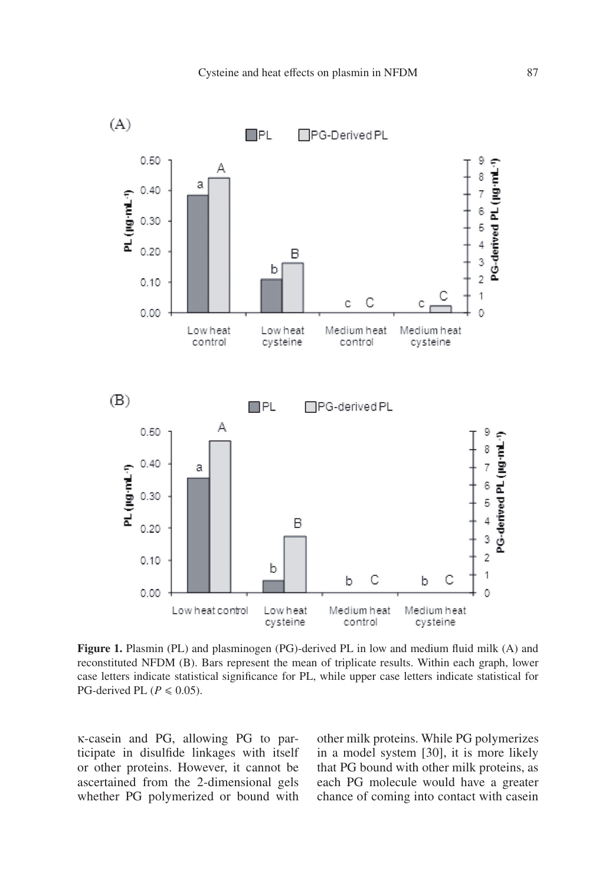**Figure 1.** Plasmin (PL) and plasminogen (PG)-derived PL in low and medium fluid milk (A) and reconstituted NFDM (B). Bars represent the mean of triplicate results. Within each graph, lower case letters indicate statistical significance for PL, while upper case letters indicate statistical for PG-derived PL ($P \leqslant 0.05$).

κ-casein and PG, allowing PG to participate in disulfide linkages with itself or other proteins. However, it cannot be ascertained from the 2-dimensional gels whether PG polymerized or bound with other milk proteins. While PG polymerizes in a model system [30], it is more likely that PG bound with other milk proteins, as each PG molecule would have a greater chance of coming into contact with casein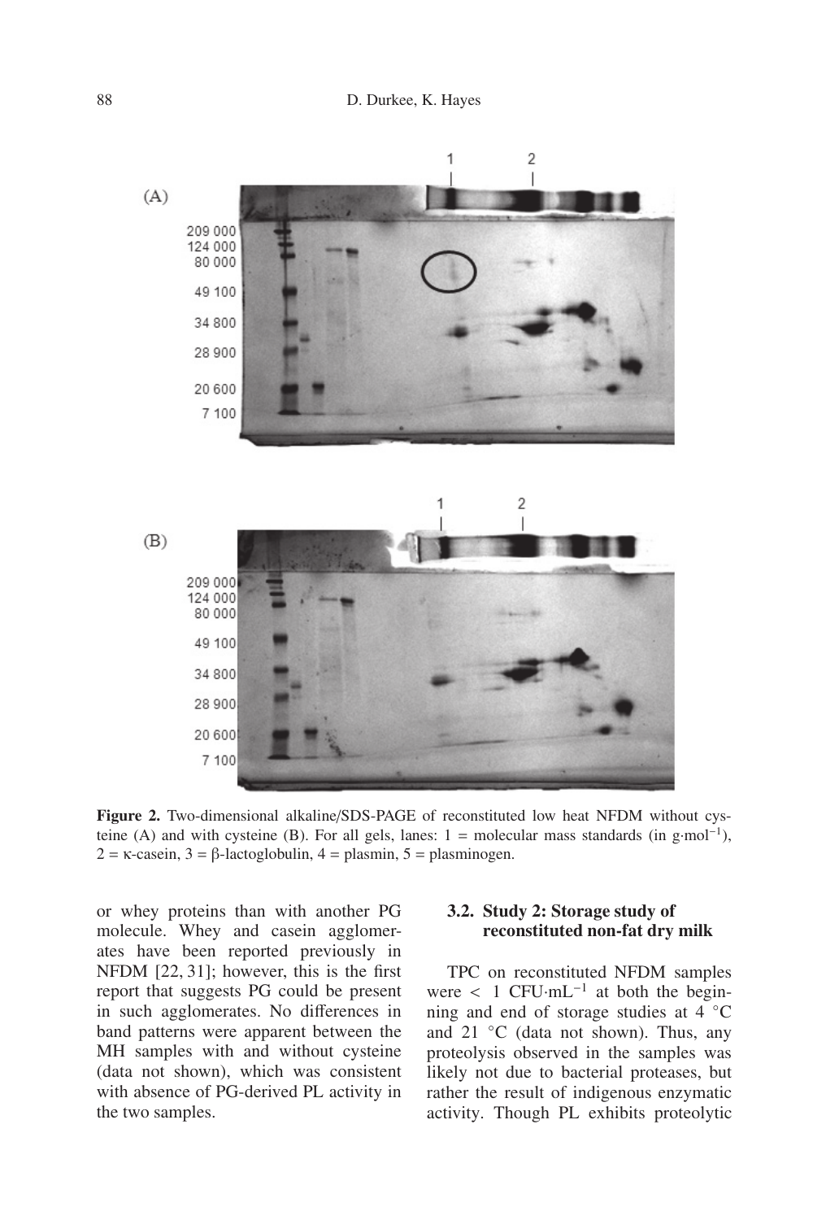**Figure 2.** Two-dimensional alkaline/SDS-PAGE of reconstituted low heat NFDM without cysteine (A) and with cysteine (B). For all gels, lanes: 1 = molecular mass standards (in g·mol$^{-1}$), 2 = κ-casein, 3 = β-lactoglobulin, 4 = plasmin, 5 = plasminogen.

or whey proteins than with another PG molecule. Whey and casein agglomerates have been reported previously in NFDM [22, 31]; however, this is the first report that suggests PG could be present in such agglomerates. No differences in band patterns were apparent between the MH samples with and without cysteine (data not shown), which was consistent with absence of PG-derived PL activity in the two samples.

### 3.2. Study 2: Storage study of reconstituted non-fat dry milk

TPC on reconstituted NFDM samples were < 1 CFU·mL$^{-1}$ at both the beginning and end of storage studies at 4 °C and 21 °C (data not shown). Thus, any proteolysis observed in the samples was likely not due to bacterial proteases, but rather the result of indigenous enzymatic activity. Though PL exhibits proteolytic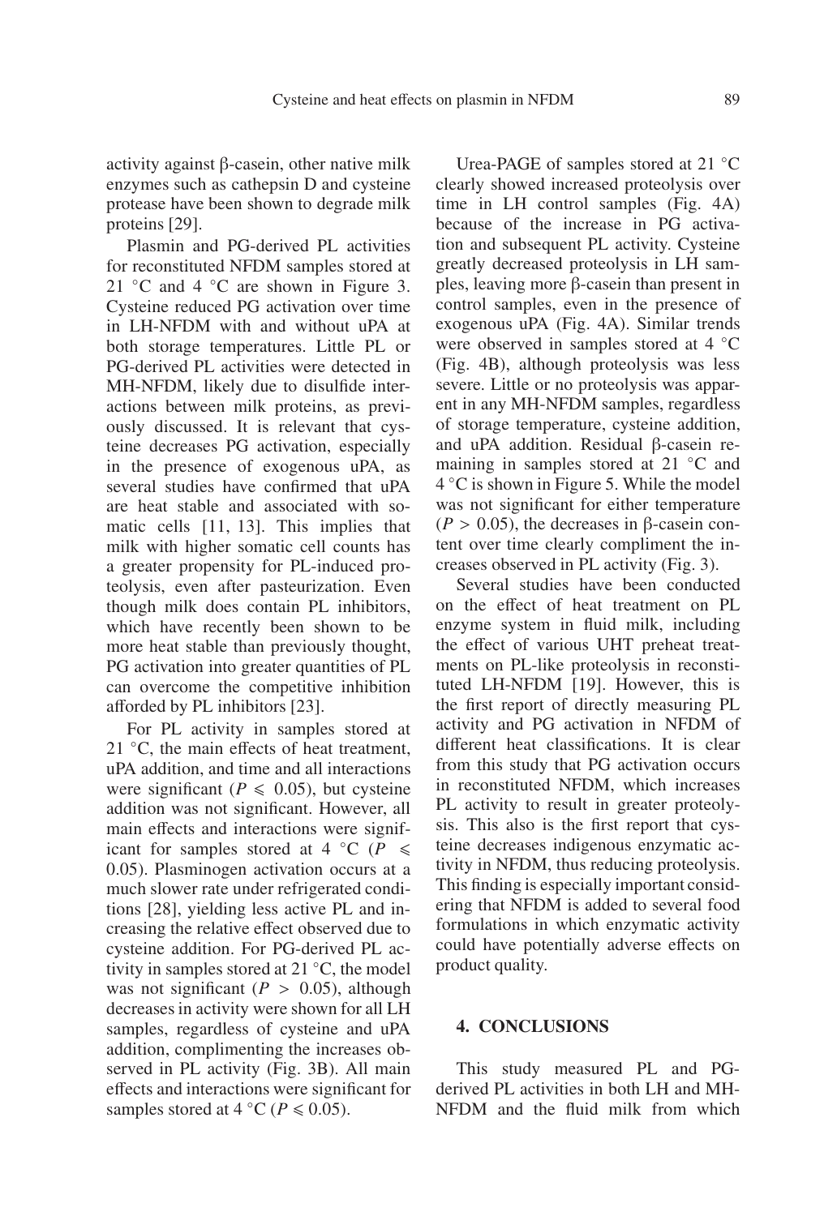activity against β-casein, other native milk enzymes such as cathepsin D and cysteine protease have been shown to degrade milk proteins [29].

Plasmin and PG-derived PL activities for reconstituted NFDM samples stored at 21 °C and 4 °C are shown in Figure 3. Cysteine reduced PG activation over time in LH-NFDM with and without uPA at both storage temperatures. Little PL or PG-derived PL activities were detected in MH-NFDM, likely due to disulfide interactions between milk proteins, as previously discussed. It is relevant that cysteine decreases PG activation, especially in the presence of exogenous uPA, as several studies have confirmed that uPA are heat stable and associated with somatic cells [11, 13]. This implies that milk with higher somatic cell counts has a greater propensity for PL-induced proteolysis, even after pasteurization. Even though milk does contain PL inhibitors, which have recently been shown to be more heat stable than previously thought, PG activation into greater quantities of PL can overcome the competitive inhibition afforded by PL inhibitors [23].

For PL activity in samples stored at 21 °C, the main effects of heat treatment, uPA addition, and time and all interactions were significant ($P \leqslant 0.05$), but cysteine addition was not significant. However, all main effects and interactions were significant for samples stored at 4 °C ($P \leqslant 0.05$). Plasminogen activation occurs at a much slower rate under refrigerated conditions [28], yielding less active PL and increasing the relative effect observed due to cysteine addition. For PG-derived PL activity in samples stored at 21 °C, the model was not significant ($P > 0.05$), although decreases in activity were shown for all LH samples, regardless of cysteine and uPA addition, complimenting the increases observed in PL activity (Fig. 3B). All main effects and interactions were significant for samples stored at 4 °C ($P \leqslant 0.05$).

Urea-PAGE of samples stored at 21 °C clearly showed increased proteolysis over time in LH control samples (Fig. 4A) because of the increase in PG activation and subsequent PL activity. Cysteine greatly decreased proteolysis in LH samples, leaving more β-casein than present in control samples, even in the presence of exogenous uPA (Fig. 4A). Similar trends were observed in samples stored at 4 °C (Fig. 4B), although proteolysis was less severe. Little or no proteolysis was apparent in any MH-NFDM samples, regardless of storage temperature, cysteine addition, and uPA addition. Residual β-casein remaining in samples stored at 21 °C and 4 °C is shown in Figure 5. While the model was not significant for either temperature ($P > 0.05$), the decreases in β-casein content over time clearly compliment the increases observed in PL activity (Fig. 3).

Several studies have been conducted on the effect of heat treatment on PL enzyme system in fluid milk, including the effect of various UHT preheat treatments on PL-like proteolysis in reconstituted LH-NFDM [19]. However, this is the first report of directly measuring PL activity and PG activation in NFDM of different heat classifications. It is clear from this study that PG activation occurs in reconstituted NFDM, which increases PL activity to result in greater proteolysis. This also is the first report that cysteine decreases indigenous enzymatic activity in NFDM, thus reducing proteolysis. This finding is especially important considering that NFDM is added to several food formulations in which enzymatic activity could have potentially adverse effects on product quality.

## 4. CONCLUSIONS

This study measured PL and PG-derived PL activities in both LH and MH-NFDM and the fluid milk from which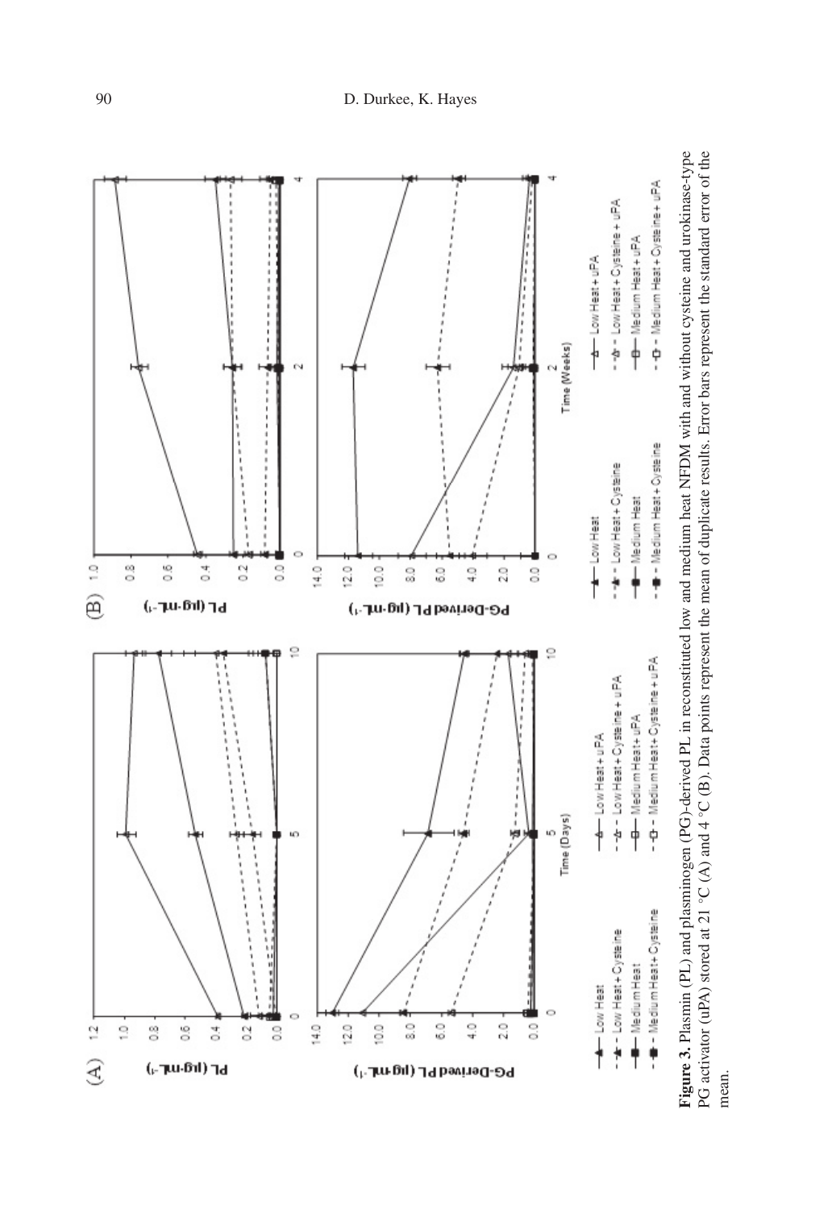**Figure 3.** Plasmin (PL) and plasminogen (PG)-derived PL in reconstituted low and medium heat NFDM with and without cysteine and urokinase-type PG activator (uPA) stored at 21 °C (A) and 4 °C (B). Data points represent the mean of duplicate results. Error bars represent the standard error of the mean.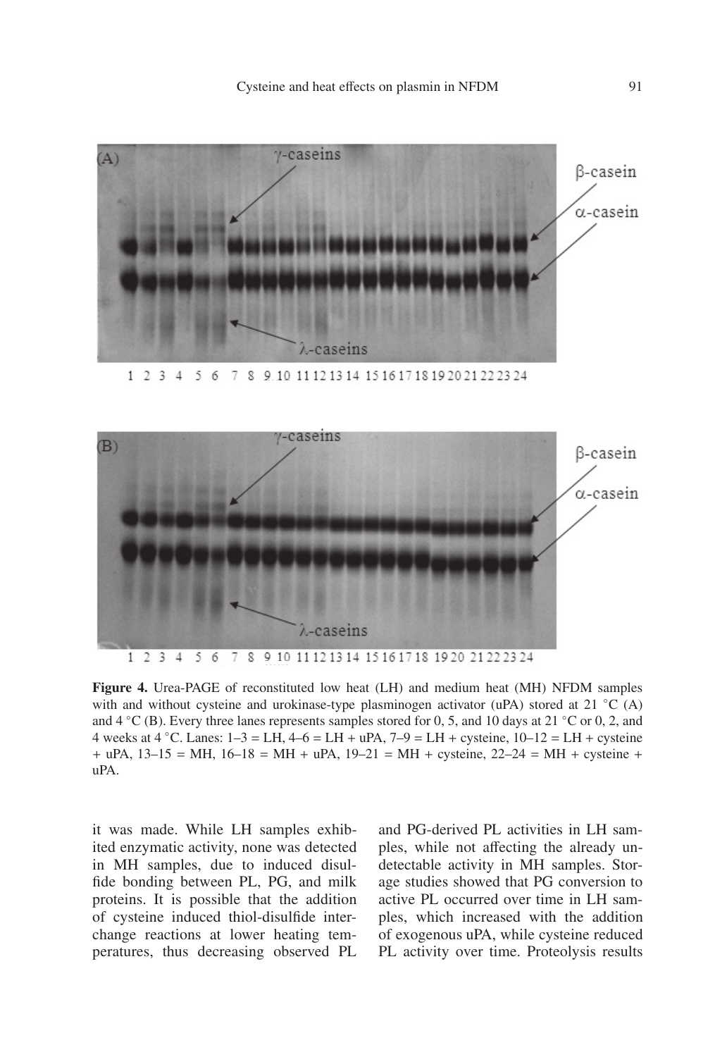**Figure 4.** Urea-PAGE of reconstituted low heat (LH) and medium heat (MH) NFDM samples with and without cysteine and urokinase-type plasminogen activator (uPA) stored at 21 °C (A) and 4 °C (B). Every three lanes represents samples stored for 0, 5, and 10 days at 21 °C or 0, 2, and 4 weeks at 4 °C. Lanes: 1–3 = LH, 4–6 = LH + uPA, 7–9 = LH + cysteine, 10–12 = LH + cysteine + uPA, 13–15 = MH, 16–18 = MH + uPA, 19–21 = MH + cysteine, 22–24 = MH + cysteine + uPA.

it was made. While LH samples exhibited enzymatic activity, none was detected in MH samples, due to induced disulfide bonding between PL, PG, and milk proteins. It is possible that the addition of cysteine induced thiol-disulfide interchange reactions at lower heating temperatures, thus decreasing observed PL and PG-derived PL activities in LH samples, while not affecting the already undetectable activity in MH samples. Storage studies showed that PG conversion to active PL occurred over time in LH samples, which increased with the addition of exogenous uPA, while cysteine reduced PL activity over time. Proteolysis results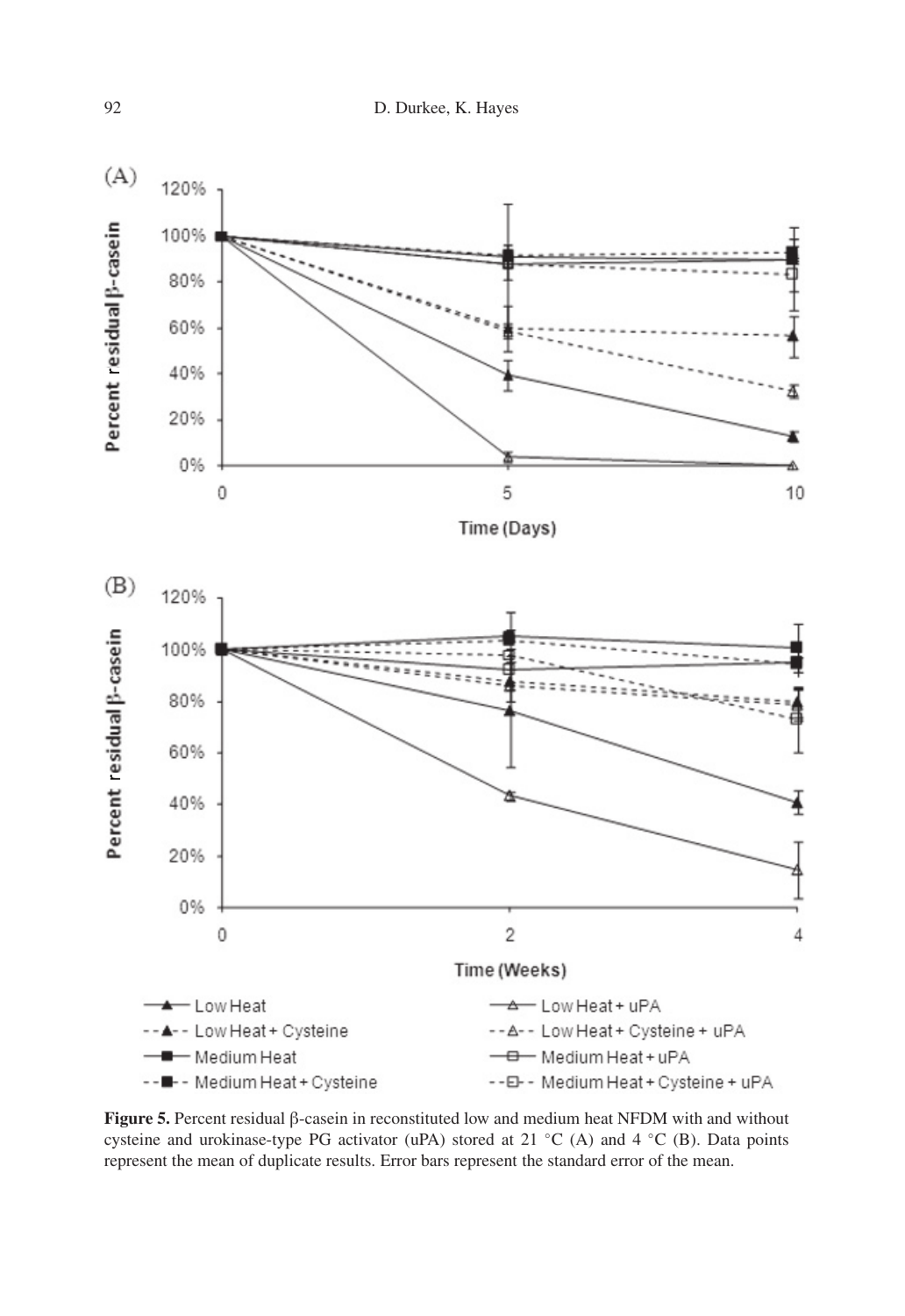**Figure 5.** Percent residual β-casein in reconstituted low and medium heat NFDM with and without cysteine and urokinase-type PG activator (uPA) stored at 21 °C (A) and 4 °C (B). Data points represent the mean of duplicate results. Error bars represent the standard error of the mean.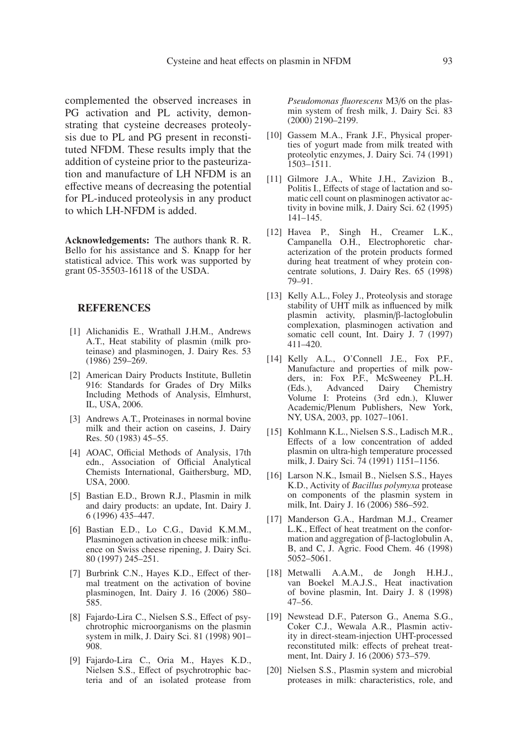complemented the observed increases in PG activation and PL activity, demonstrating that cysteine decreases proteolysis due to PL and PG present in reconstituted NFDM. These results imply that the addition of cysteine prior to the pasteurization and manufacture of LH NFDM is an effective means of decreasing the potential for PL-induced proteolysis in any product to which LH-NFDM is added.

**Acknowledgements:** The authors thank R. R. Bello for his assistance and S. Knapp for her statistical advice. This work was supported by grant 05-35503-16118 of the USDA.

## REFERENCES

[1] Alichanidis E., Wrathall J.H.M., Andrews A.T., Heat stability of plasmin (milk proteinase) and plasminogen, J. Dairy Res. 53 (1986) 259–269.

[2] American Dairy Products Institute, Bulletin 916: Standards for Grades of Dry Milks Including Methods of Analysis, Elmhurst, IL, USA, 2006.

[3] Andrews A.T., Proteinases in normal bovine milk and their action on caseins, J. Dairy Res. 50 (1983) 45–55.

[4] AOAC, Official Methods of Analysis, 17th edn., Association of Official Analytical Chemists International, Gaithersburg, MD, USA, 2000.

[5] Bastian E.D., Brown R.J., Plasmin in milk and dairy products: an update, Int. Dairy J. 6 (1996) 435–447.

[6] Bastian E.D., Lo C.G., David K.M.M., Plasminogen activation in cheese milk: influence on Swiss cheese ripening, J. Dairy Sci. 80 (1997) 245–251.

[7] Burbrink C.N., Hayes K.D., Effect of thermal treatment on the activation of bovine plasminogen, Int. Dairy J. 16 (2006) 580–585.

[8] Fajardo-Lira C., Nielsen S.S., Effect of psychrotrophic microorganisms on the plasmin system in milk, J. Dairy Sci. 81 (1998) 901–908.

[9] Fajardo-Lira C., Oria M., Hayes K.D., Nielsen S.S., Effect of psychrotrophic bacteria and of an isolated protease from *Pseudomonas fluorescens* M3/6 on the plasmin system of fresh milk, J. Dairy Sci. 83 (2000) 2190–2199.

[10] Gassem M.A., Frank J.F., Physical properties of yogurt made from milk treated with proteolytic enzymes, J. Dairy Sci. 74 (1991) 1503–1511.

[11] Gilmore J.A., White J.H., Zavizion B., Politis I., Effects of stage of lactation and somatic cell count on plasminogen activator activity in bovine milk, J. Dairy Sci. 62 (1995) 141–145.

[12] Havea P., Singh H., Creamer L.K., Campanella O.H., Electrophoretic characterization of the protein products formed during heat treatment of whey protein concentrate solutions, J. Dairy Res. 65 (1998) 79–91.

[13] Kelly A.L., Foley J., Proteolysis and storage stability of UHT milk as influenced by milk plasmin activity, plasmin/β-lactoglobulin complexation, plasminogen activation and somatic cell count, Int. Dairy J. 7 (1997) 411–420.

[14] Kelly A.L., O'Connell J.E., Fox P.F., Manufacture and properties of milk powders, in: Fox P.F., McSweeney P.L.H. (Eds.), Advanced Dairy Chemistry Volume I: Proteins (3rd edn.), Kluwer Academic/Plenum Publishers, New York, NY, USA, 2003, pp. 1027–1061.

[15] Kohlmann K.L., Nielsen S.S., Ladisch M.R., Effects of a low concentration of added plasmin on ultra-high temperature processed milk, J. Dairy Sci. 74 (1991) 1151–1156.

[16] Larson N.K., Ismail B., Nielsen S.S., Hayes K.D., Activity of *Bacillus polymyxa* protease on components of the plasmin system in milk, Int. Dairy J. 16 (2006) 586–592.

[17] Manderson G.A., Hardman M.J., Creamer L.K., Effect of heat treatment on the conformation and aggregation of β-lactoglobulin A, B, and C, J. Agric. Food Chem. 46 (1998) 5052–5061.

[18] Metwalli A.A.M., de Jongh H.H.J., van Boekel M.A.J.S., Heat inactivation of bovine plasmin, Int. Dairy J. 8 (1998) 47–56.

[19] Newstead D.F., Paterson G., Anema S.G., Coker C.J., Wewala A.R., Plasmin activity in direct-steam-injection UHT-processed reconstituted milk: effects of preheat treatment, Int. Dairy J. 16 (2006) 573–579.

[20] Nielsen S.S., Plasmin system and microbial proteases in milk: characteristics, role, and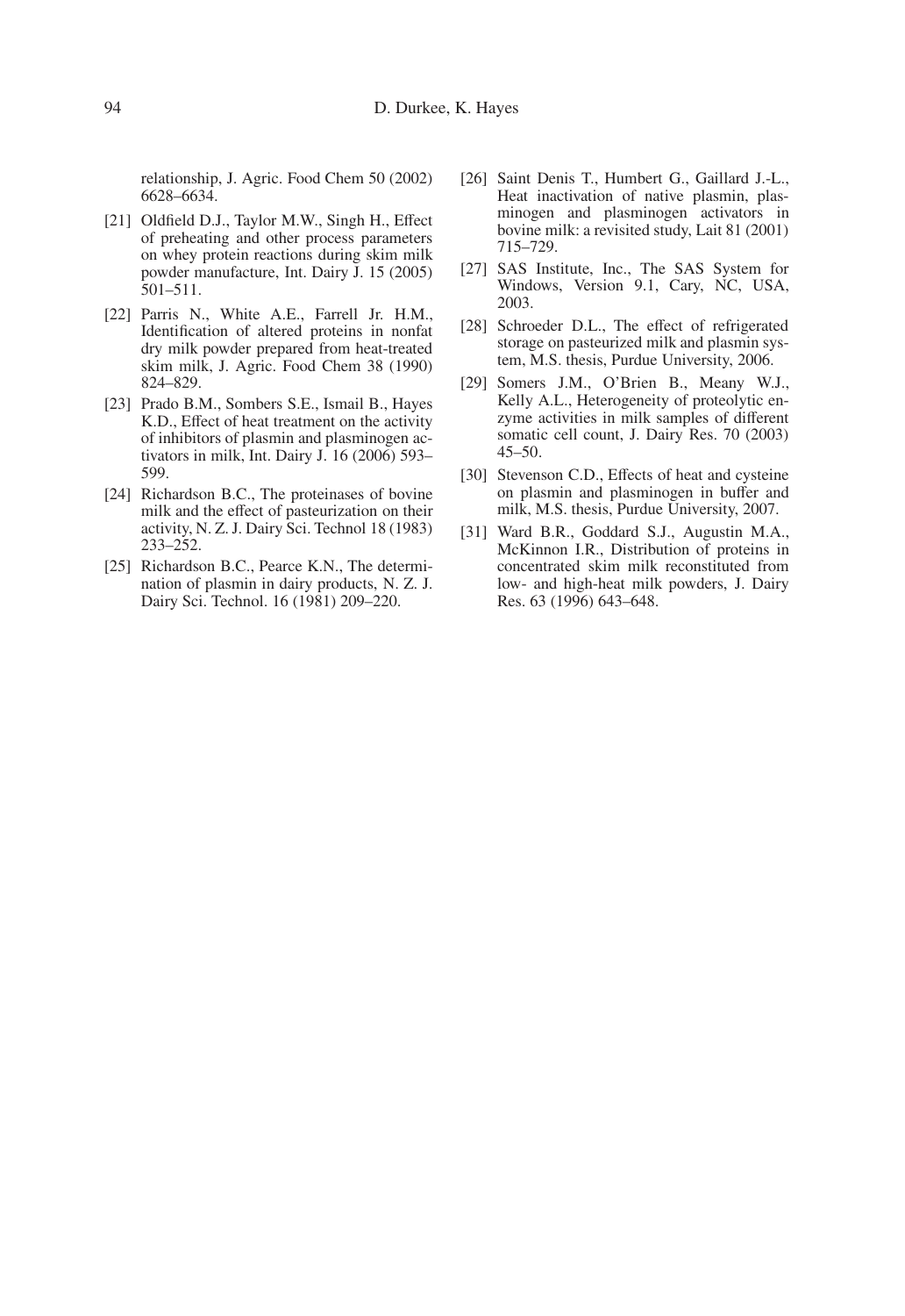relationship, J. Agric. Food Chem 50 (2002) 6628–6634.

[21] Oldfield D.J., Taylor M.W., Singh H., Effect of preheating and other process parameters on whey protein reactions during skim milk powder manufacture, Int. Dairy J. 15 (2005) 501–511.

[22] Parris N., White A.E., Farrell Jr. H.M., Identification of altered proteins in nonfat dry milk powder prepared from heat-treated skim milk, J. Agric. Food Chem 38 (1990) 824–829.

[23] Prado B.M., Sombers S.E., Ismail B., Hayes K.D., Effect of heat treatment on the activity of inhibitors of plasmin and plasminogen activators in milk, Int. Dairy J. 16 (2006) 593–599.

[24] Richardson B.C., The proteinases of bovine milk and the effect of pasteurization on their activity, N. Z. J. Dairy Sci. Technol 18 (1983) 233–252.

[25] Richardson B.C., Pearce K.N., The determination of plasmin in dairy products, N. Z. J. Dairy Sci. Technol. 16 (1981) 209–220.

[26] Saint Denis T., Humbert G., Gaillard J.-L., Heat inactivation of native plasmin, plasminogen and plasminogen activators in bovine milk: a revisited study, Lait 81 (2001) 715–729.

[27] SAS Institute, Inc., The SAS System for Windows, Version 9.1, Cary, NC, USA, 2003.

[28] Schroeder D.L., The effect of refrigerated storage on pasteurized milk and plasmin system, M.S. thesis, Purdue University, 2006.

[29] Somers J.M., O'Brien B., Meany W.J., Kelly A.L., Heterogeneity of proteolytic enzyme activities in milk samples of different somatic cell count, J. Dairy Res. 70 (2003) 45–50.

[30] Stevenson C.D., Effects of heat and cysteine on plasmin and plasminogen in buffer and milk, M.S. thesis, Purdue University, 2007.

[31] Ward B.R., Goddard S.J., Augustin M.A., McKinnon I.R., Distribution of proteins in concentrated skim milk reconstituted from low- and high-heat milk powders, J. Dairy Res. 63 (1996) 643–648.